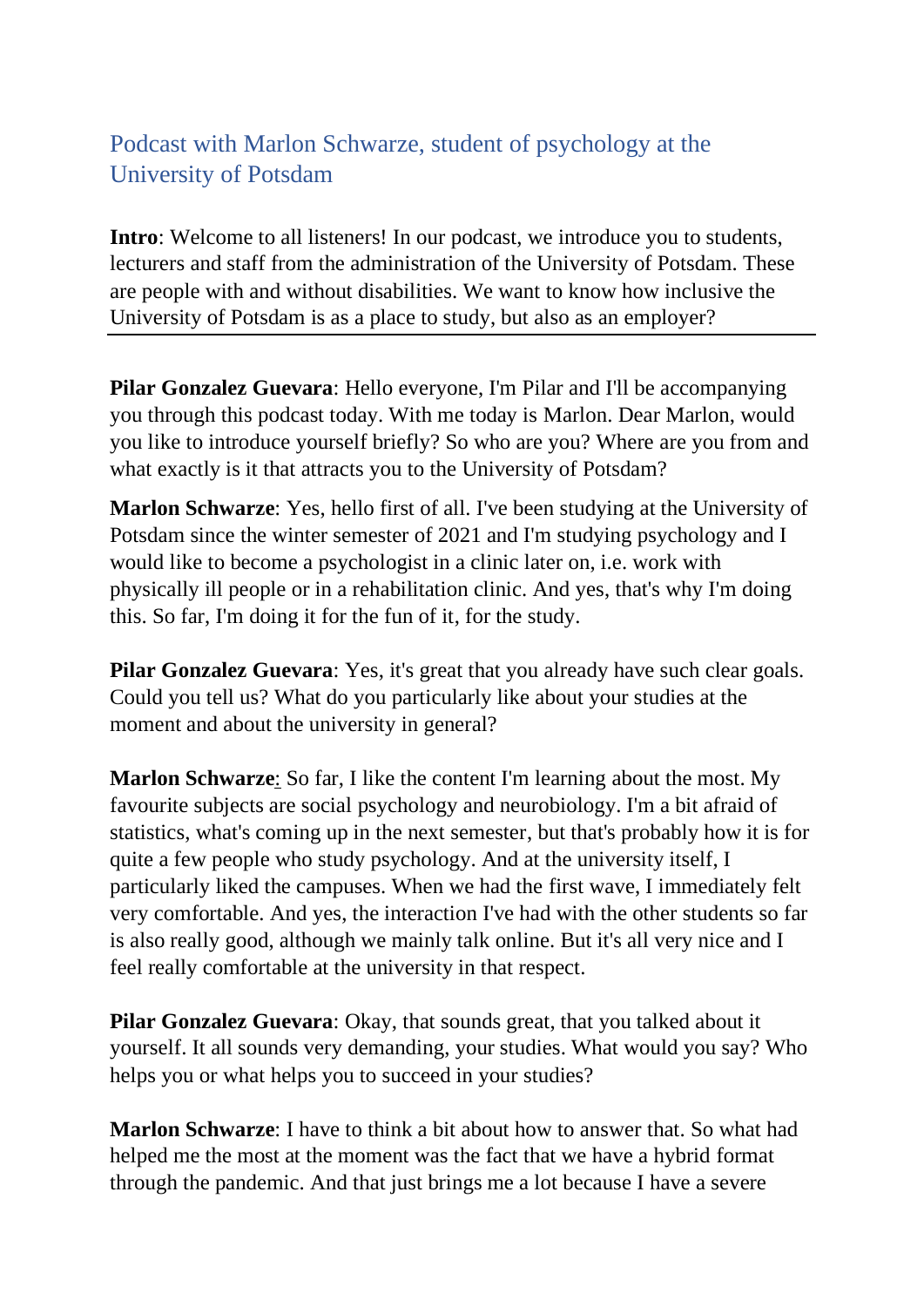# Podcast with Marlon Schwarze, student of psychology at the University of Potsdam

**Intro**: Welcome to all listeners! In our podcast, we introduce you to students, lecturers and staff from the administration of the University of Potsdam. These are people with and without disabilities. We want to know how inclusive the University of Potsdam is as a place to study, but also as an employer?

---

**Pilar Gonzalez Guevara**: Hello everyone, I'm Pilar and I'll be accompanying you through this podcast today. With me today is Marlon. Dear Marlon, would you like to introduce yourself briefly? So who are you? Where are you from and what exactly is it that attracts you to the University of Potsdam?

**Marlon Schwarze**: Yes, hello first of all. I've been studying at the University of Potsdam since the winter semester of 2021 and I'm studying psychology and I would like to become a psychologist in a clinic later on, i.e. work with physically ill people or in a rehabilitation clinic. And yes, that's why I'm doing this. So far, I'm doing it for the fun of it, for the study.

**Pilar Gonzalez Guevara**: Yes, it's great that you already have such clear goals. Could you tell us? What do you particularly like about your studies at the moment and about the university in general?

**Marlon Schwarze**: So far, I like the content I'm learning about the most. My favourite subjects are social psychology and neurobiology. I'm a bit afraid of statistics, what's coming up in the next semester, but that's probably how it is for quite a few people who study psychology. And at the university itself, I particularly liked the campuses. When we had the first wave, I immediately felt very comfortable. And yes, the interaction I've had with the other students so far is also really good, although we mainly talk online. But it's all very nice and I feel really comfortable at the university in that respect.

**Pilar Gonzalez Guevara**: Okay, that sounds great, that you talked about it yourself. It all sounds very demanding, your studies. What would you say? Who helps you or what helps you to succeed in your studies?

**Marlon Schwarze**: I have to think a bit about how to answer that. So what had helped me the most at the moment was the fact that we have a hybrid format through the pandemic. And that just brings me a lot because I have a severe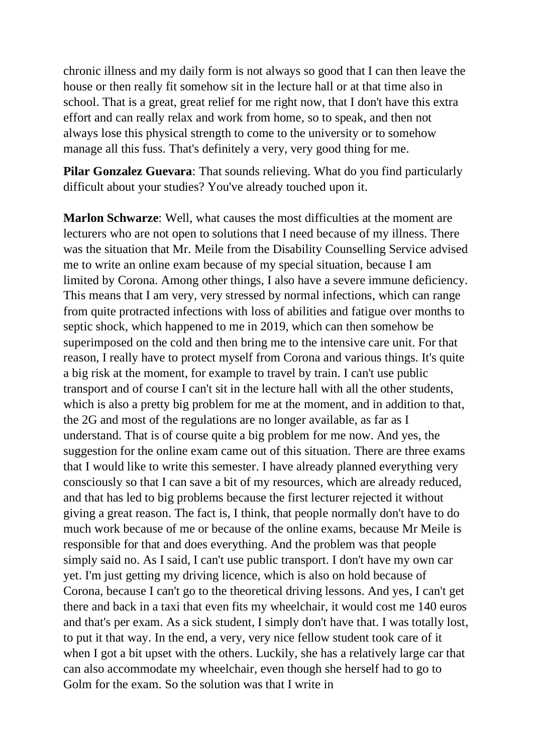chronic illness and my daily form is not always so good that I can then leave the house or then really fit somehow sit in the lecture hall or at that time also in school. That is a great, great relief for me right now, that I don't have this extra effort and can really relax and work from home, so to speak, and then not always lose this physical strength to come to the university or to somehow manage all this fuss. That's definitely a very, very good thing for me.

**Pilar Gonzalez Guevara**: That sounds relieving. What do you find particularly difficult about your studies? You've already touched upon it.

**Marlon Schwarze**: Well, what causes the most difficulties at the moment are lecturers who are not open to solutions that I need because of my illness. There was the situation that Mr. Meile from the Disability Counselling Service advised me to write an online exam because of my special situation, because I am limited by Corona. Among other things, I also have a severe immune deficiency. This means that I am very, very stressed by normal infections, which can range from quite protracted infections with loss of abilities and fatigue over months to septic shock, which happened to me in 2019, which can then somehow be superimposed on the cold and then bring me to the intensive care unit. For that reason, I really have to protect myself from Corona and various things. It's quite a big risk at the moment, for example to travel by train. I can't use public transport and of course I can't sit in the lecture hall with all the other students, which is also a pretty big problem for me at the moment, and in addition to that, the 2G and most of the regulations are no longer available, as far as I understand. That is of course quite a big problem for me now. And yes, the suggestion for the online exam came out of this situation. There are three exams that I would like to write this semester. I have already planned everything very consciously so that I can save a bit of my resources, which are already reduced, and that has led to big problems because the first lecturer rejected it without giving a great reason. The fact is, I think, that people normally don't have to do much work because of me or because of the online exams, because Mr Meile is responsible for that and does everything. And the problem was that people simply said no. As I said, I can't use public transport. I don't have my own car yet. I'm just getting my driving licence, which is also on hold because of Corona, because I can't go to the theoretical driving lessons. And yes, I can't get there and back in a taxi that even fits my wheelchair, it would cost me 140 euros and that's per exam. As a sick student, I simply don't have that. I was totally lost, to put it that way. In the end, a very, very nice fellow student took care of it when I got a bit upset with the others. Luckily, she has a relatively large car that can also accommodate my wheelchair, even though she herself had to go to Golm for the exam. So the solution was that I write in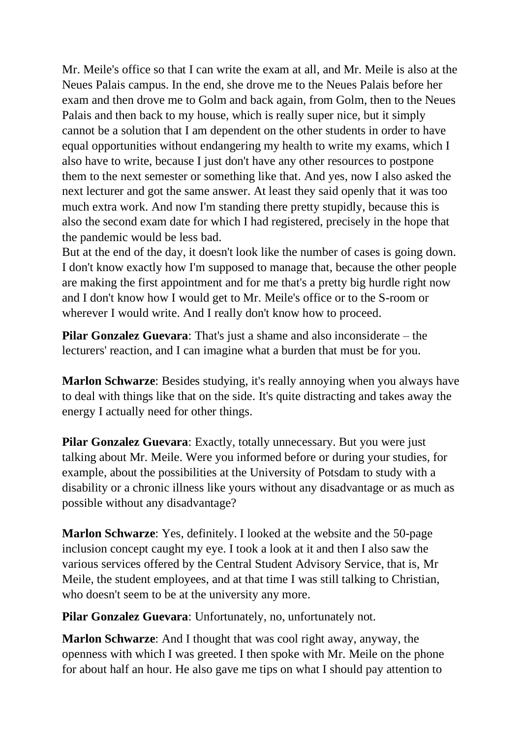Mr. Meile's office so that I can write the exam at all, and Mr. Meile is also at the Neues Palais campus. In the end, she drove me to the Neues Palais before her exam and then drove me to Golm and back again, from Golm, then to the Neues Palais and then back to my house, which is really super nice, but it simply cannot be a solution that I am dependent on the other students in order to have equal opportunities without endangering my health to write my exams, which I also have to write, because I just don't have any other resources to postpone them to the next semester or something like that. And yes, now I also asked the next lecturer and got the same answer. At least they said openly that it was too much extra work. And now I'm standing there pretty stupidly, because this is also the second exam date for which I had registered, precisely in the hope that the pandemic would be less bad.
But at the end of the day, it doesn't look like the number of cases is going down. I don't know exactly how I'm supposed to manage that, because the other people are making the first appointment and for me that's a pretty big hurdle right now and I don't know how I would get to Mr. Meile's office or to the S-room or wherever I would write. And I really don't know how to proceed.

**Pilar Gonzalez Guevara**: That's just a shame and also inconsiderate – the lecturers' reaction, and I can imagine what a burden that must be for you.

**Marlon Schwarze**: Besides studying, it's really annoying when you always have to deal with things like that on the side. It's quite distracting and takes away the energy I actually need for other things.

**Pilar Gonzalez Guevara**: Exactly, totally unnecessary. But you were just talking about Mr. Meile. Were you informed before or during your studies, for example, about the possibilities at the University of Potsdam to study with a disability or a chronic illness like yours without any disadvantage or as much as possible without any disadvantage?

**Marlon Schwarze**: Yes, definitely. I looked at the website and the 50-page inclusion concept caught my eye. I took a look at it and then I also saw the various services offered by the Central Student Advisory Service, that is, Mr Meile, the student employees, and at that time I was still talking to Christian, who doesn't seem to be at the university any more.

**Pilar Gonzalez Guevara**: Unfortunately, no, unfortunately not.

**Marlon Schwarze**: And I thought that was cool right away, anyway, the openness with which I was greeted. I then spoke with Mr. Meile on the phone for about half an hour. He also gave me tips on what I should pay attention to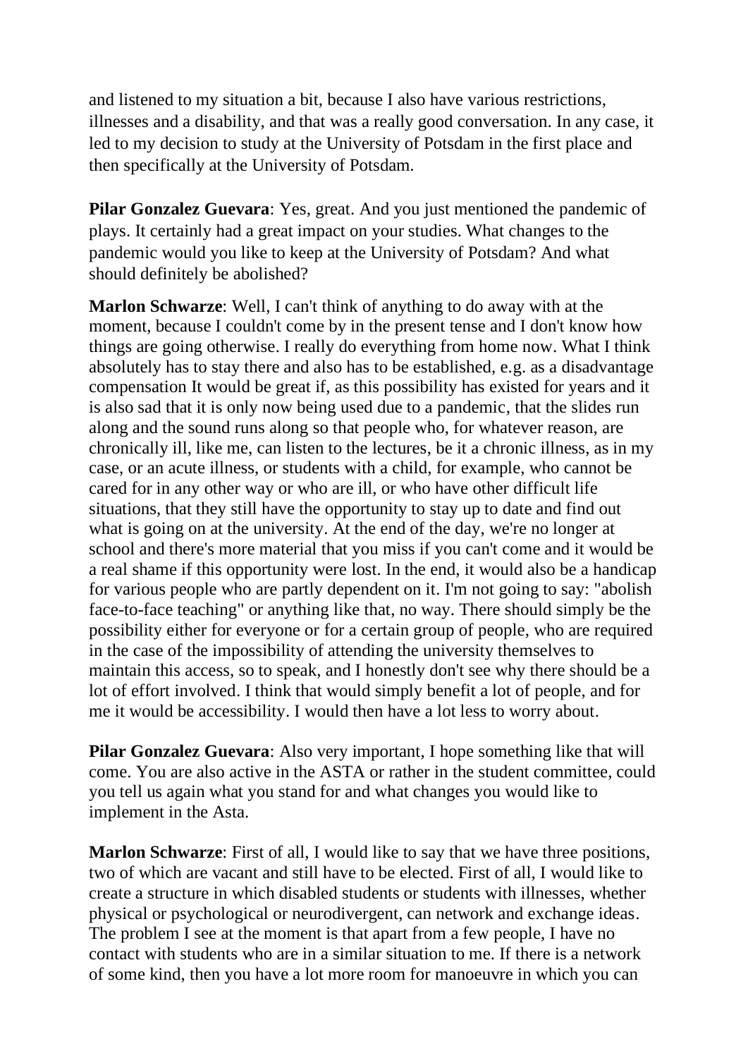and listened to my situation a bit, because I also have various restrictions, illnesses and a disability, and that was a really good conversation. In any case, it led to my decision to study at the University of Potsdam in the first place and then specifically at the University of Potsdam.

**Pilar Gonzalez Guevara**: Yes, great. And you just mentioned the pandemic of plays. It certainly had a great impact on your studies. What changes to the pandemic would you like to keep at the University of Potsdam? And what should definitely be abolished?

**Marlon Schwarze**: Well, I can't think of anything to do away with at the moment, because I couldn't come by in the present tense and I don't know how things are going otherwise. I really do everything from home now. What I think absolutely has to stay there and also has to be established, e.g. as a disadvantage compensation It would be great if, as this possibility has existed for years and it is also sad that it is only now being used due to a pandemic, that the slides run along and the sound runs along so that people who, for whatever reason, are chronically ill, like me, can listen to the lectures, be it a chronic illness, as in my case, or an acute illness, or students with a child, for example, who cannot be cared for in any other way or who are ill, or who have other difficult life situations, that they still have the opportunity to stay up to date and find out what is going on at the university. At the end of the day, we're no longer at school and there's more material that you miss if you can't come and it would be a real shame if this opportunity were lost. In the end, it would also be a handicap for various people who are partly dependent on it. I'm not going to say: "abolish face-to-face teaching" or anything like that, no way. There should simply be the possibility either for everyone or for a certain group of people, who are required in the case of the impossibility of attending the university themselves to maintain this access, so to speak, and I honestly don't see why there should be a lot of effort involved. I think that would simply benefit a lot of people, and for me it would be accessibility. I would then have a lot less to worry about.

**Pilar Gonzalez Guevara**: Also very important, I hope something like that will come. You are also active in the ASTA or rather in the student committee, could you tell us again what you stand for and what changes you would like to implement in the Asta.

**Marlon Schwarze**: First of all, I would like to say that we have three positions, two of which are vacant and still have to be elected. First of all, I would like to create a structure in which disabled students or students with illnesses, whether physical or psychological or neurodivergent, can network and exchange ideas. The problem I see at the moment is that apart from a few people, I have no contact with students who are in a similar situation to me. If there is a network of some kind, then you have a lot more room for manoeuvre in which you can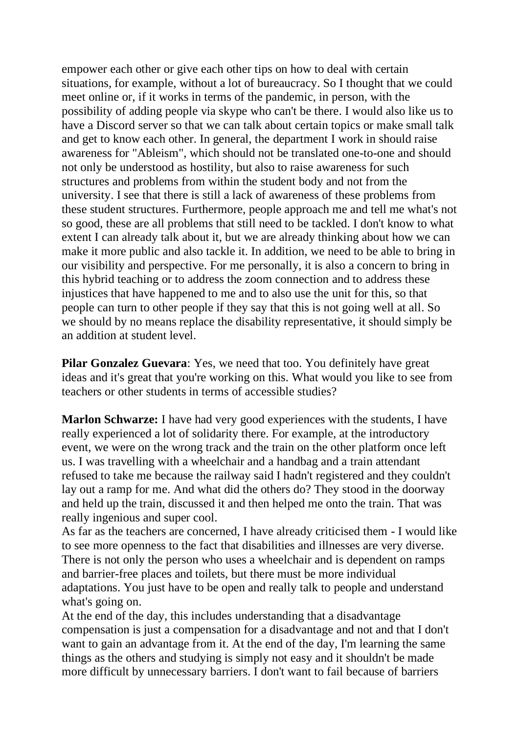empower each other or give each other tips on how to deal with certain situations, for example, without a lot of bureaucracy. So I thought that we could meet online or, if it works in terms of the pandemic, in person, with the possibility of adding people via skype who can't be there. I would also like us to have a Discord server so that we can talk about certain topics or make small talk and get to know each other. In general, the department I work in should raise awareness for "Ableism", which should not be translated one-to-one and should not only be understood as hostility, but also to raise awareness for such structures and problems from within the student body and not from the university. I see that there is still a lack of awareness of these problems from these student structures. Furthermore, people approach me and tell me what's not so good, these are all problems that still need to be tackled. I don't know to what extent I can already talk about it, but we are already thinking about how we can make it more public and also tackle it. In addition, we need to be able to bring in our visibility and perspective. For me personally, it is also a concern to bring in this hybrid teaching or to address the zoom connection and to address these injustices that have happened to me and to also use the unit for this, so that people can turn to other people if they say that this is not going well at all. So we should by no means replace the disability representative, it should simply be an addition at student level.

**Pilar Gonzalez Guevara**: Yes, we need that too. You definitely have great ideas and it's great that you're working on this. What would you like to see from teachers or other students in terms of accessible studies?

**Marlon Schwarze:** I have had very good experiences with the students, I have really experienced a lot of solidarity there. For example, at the introductory event, we were on the wrong track and the train on the other platform once left us. I was travelling with a wheelchair and a handbag and a train attendant refused to take me because the railway said I hadn't registered and they couldn't lay out a ramp for me. And what did the others do? They stood in the doorway and held up the train, discussed it and then helped me onto the train. That was really ingenious and super cool.

As far as the teachers are concerned, I have already criticised them - I would like to see more openness to the fact that disabilities and illnesses are very diverse. There is not only the person who uses a wheelchair and is dependent on ramps and barrier-free places and toilets, but there must be more individual adaptations. You just have to be open and really talk to people and understand what's going on.

At the end of the day, this includes understanding that a disadvantage compensation is just a compensation for a disadvantage and not and that I don't want to gain an advantage from it. At the end of the day, I'm learning the same things as the others and studying is simply not easy and it shouldn't be made more difficult by unnecessary barriers. I don't want to fail because of barriers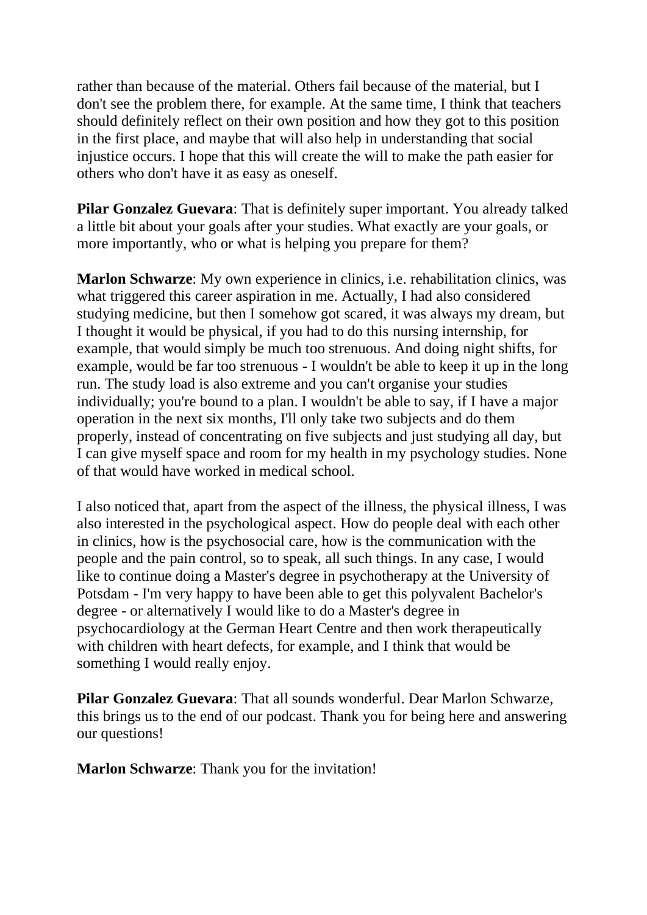rather than because of the material. Others fail because of the material, but I don't see the problem there, for example. At the same time, I think that teachers should definitely reflect on their own position and how they got to this position in the first place, and maybe that will also help in understanding that social injustice occurs. I hope that this will create the will to make the path easier for others who don't have it as easy as oneself.

**Pilar Gonzalez Guevara**: That is definitely super important. You already talked a little bit about your goals after your studies. What exactly are your goals, or more importantly, who or what is helping you prepare for them?

**Marlon Schwarze**: My own experience in clinics, i.e. rehabilitation clinics, was what triggered this career aspiration in me. Actually, I had also considered studying medicine, but then I somehow got scared, it was always my dream, but I thought it would be physical, if you had to do this nursing internship, for example, that would simply be much too strenuous. And doing night shifts, for example, would be far too strenuous - I wouldn't be able to keep it up in the long run. The study load is also extreme and you can't organise your studies individually; you're bound to a plan. I wouldn't be able to say, if I have a major operation in the next six months, I'll only take two subjects and do them properly, instead of concentrating on five subjects and just studying all day, but I can give myself space and room for my health in my psychology studies. None of that would have worked in medical school.

I also noticed that, apart from the aspect of the illness, the physical illness, I was also interested in the psychological aspect. How do people deal with each other in clinics, how is the psychosocial care, how is the communication with the people and the pain control, so to speak, all such things. In any case, I would like to continue doing a Master's degree in psychotherapy at the University of Potsdam - I'm very happy to have been able to get this polyvalent Bachelor's degree - or alternatively I would like to do a Master's degree in psychocardiology at the German Heart Centre and then work therapeutically with children with heart defects, for example, and I think that would be something I would really enjoy.

**Pilar Gonzalez Guevara**: That all sounds wonderful. Dear Marlon Schwarze, this brings us to the end of our podcast. Thank you for being here and answering our questions!

**Marlon Schwarze**: Thank you for the invitation!